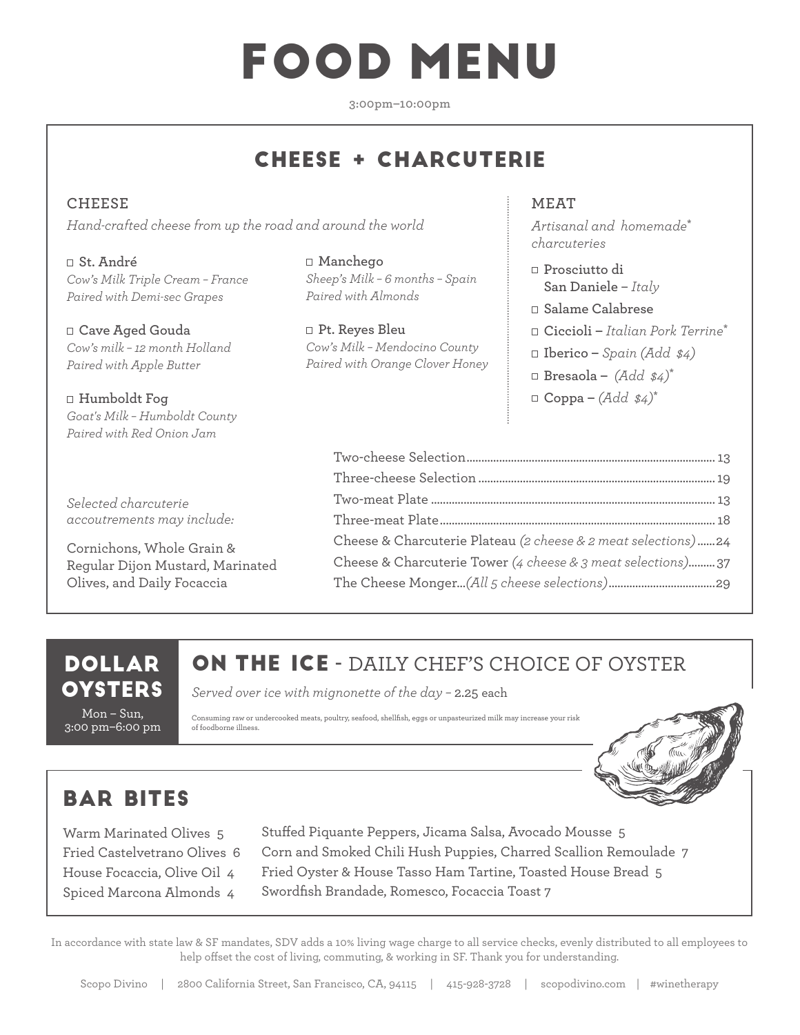# FOOD MENU

3:00pm–10:00pm

## CHEESE + CHARCUTERIE

### CHEESE

*Hand-crafted cheese from up the road and around the world*

- **St. André**
  *Cow's Milk Triple Cream – France*
  *Paired with Demi-sec Grapes*

- **Cave Aged Gouda**
  *Cow's milk – 12 month Holland*
  *Paired with Apple Butter*

- **Humboldt Fog**
  *Goat's Milk – Humboldt County*
  *Paired with Red Onion Jam*

- **Manchego**
  *Sheep's Milk – 6 months – Spain*
  *Paired with Almonds*

- **Pt. Reyes Bleu**
  *Cow's Milk – Mendocino County*
  *Paired with Orange Clover Honey*

### MEAT

*Artisanal and homemade* charcuteries*

- **Prosciutto di San Daniele –** *Italy*
- **Salame Calabrese**
- **Ciccioli –** *Italian Pork Terrine**
- **Iberico –** *Spain (Add $4)*
- **Bresaola –** *(Add $4)**
- **Coppa –** *(Add $4)**

*Selected charcuterie accoutrements may include:*

Cornichons, Whole Grain & Regular Dijon Mustard, Marinated Olives, and Daily Focaccia

| Item | Price |
|---|---|
| Two-cheese Selection | 13 |
| Three-cheese Selection | 19 |
| Two-meat Plate | 13 |
| Three-meat Plate | 18 |
| Cheese & Charcuterie Plateau *(2 cheese & 2 meat selections)* | 24 |
| Cheese & Charcuterie Tower *(4 cheese & 3 meat selections)* | 37 |
| The Cheese Monger...*(All 5 cheese selections)* | 29 |

## DOLLAR OYSTERS

Mon – Sun, 3:00 pm–6:00 pm

## ON THE ICE - DAILY CHEF'S CHOICE OF OYSTER

*Served over ice with mignonette of the day –* 2.25 each

Consuming raw or undercooked meats, poultry, seafood, shellfish, eggs or unpasteurized milk may increase your risk of foodborne illness.

## BAR BITES

- Warm Marinated Olives 5
- Fried Castelvetrano Olives 6
- House Focaccia, Olive Oil 4
- Spiced Marcona Almonds 4
- Stuffed Piquante Peppers, Jicama Salsa, Avocado Mousse 5
- Corn and Smoked Chili Hush Puppies, Charred Scallion Remoulade 7
- Fried Oyster & House Tasso Ham Tartine, Toasted House Bread 5
- Swordfish Brandade, Romesco, Focaccia Toast 7

In accordance with state law & SF mandates, SDV adds a 10% living wage charge to all service checks, evenly distributed to all employees to help offset the cost of living, commuting, & working in SF. Thank you for understanding.

Scopo Divino | 2800 California Street, San Francisco, CA, 94115 | 415-928-3728 | scopodivino.com | #winetherapy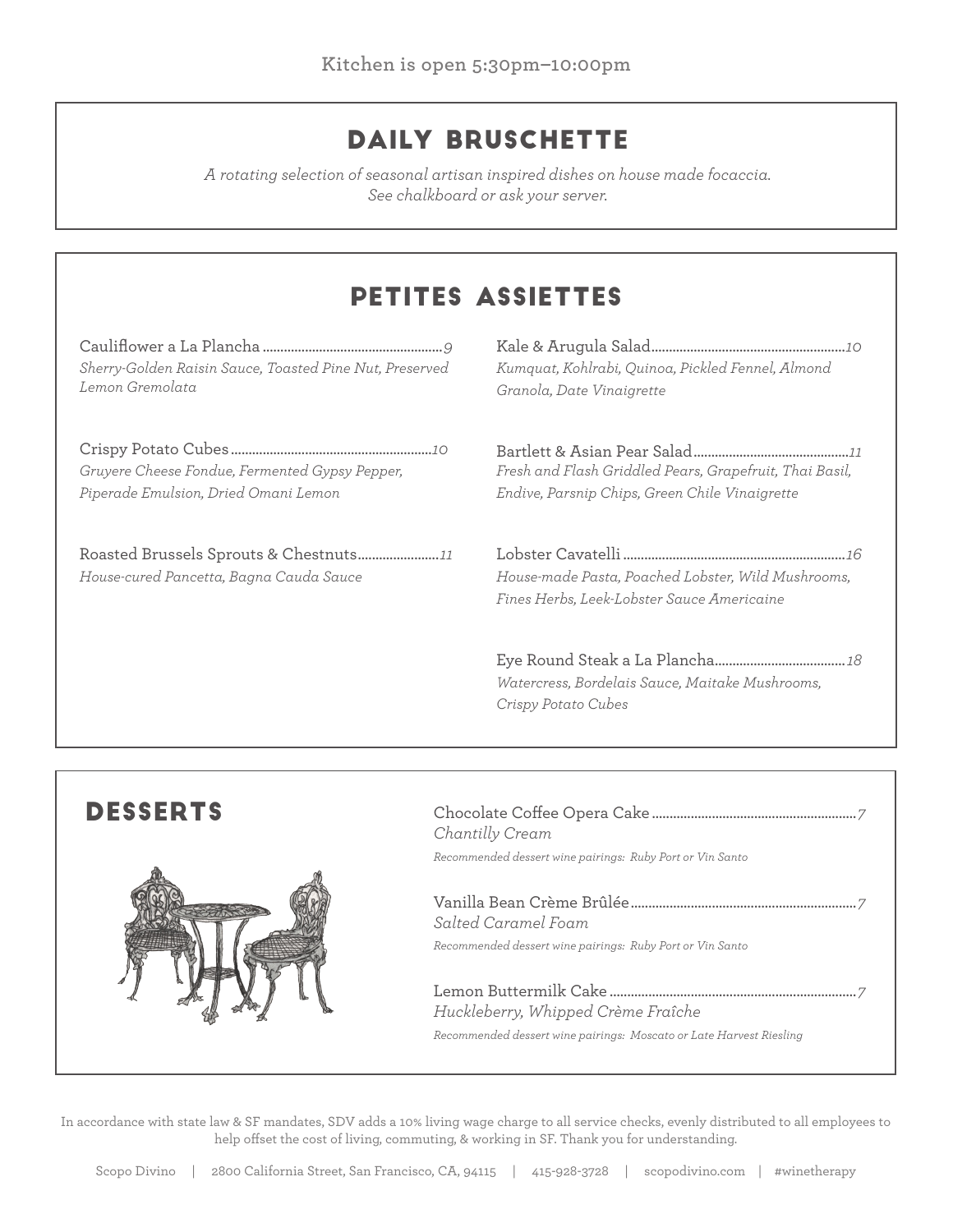Kitchen is open 5:30pm–10:00pm

## DAILY BRUSCHETTE

*A rotating selection of seasonal artisan inspired dishes on house made focaccia. See chalkboard or ask your server.*

## PETITES ASSIETTES

Cauliflower a La Plancha ........ *9*
*Sherry-Golden Raisin Sauce, Toasted Pine Nut, Preserved Lemon Gremolata*

Crispy Potato Cubes ........ *10*
*Gruyere Cheese Fondue, Fermented Gypsy Pepper, Piperade Emulsion, Dried Omani Lemon*

Roasted Brussels Sprouts & Chestnuts ........ *11*
*House-cured Pancetta, Bagna Cauda Sauce*

Kale & Arugula Salad ........ *10*
*Kumquat, Kohlrabi, Quinoa, Pickled Fennel, Almond Granola, Date Vinaigrette*

Bartlett & Asian Pear Salad ........ *11*
*Fresh and Flash Griddled Pears, Grapefruit, Thai Basil, Endive, Parsnip Chips, Green Chile Vinaigrette*

Lobster Cavatelli ........ *16*
*House-made Pasta, Poached Lobster, Wild Mushrooms, Fines Herbs, Leek-Lobster Sauce Americaine*

Eye Round Steak a La Plancha ........ *18*
*Watercress, Bordelais Sauce, Maitake Mushrooms, Crispy Potato Cubes*

## DESSERTS

Chocolate Coffee Opera Cake ........ *7*
*Chantilly Cream*
*Recommended dessert wine pairings: Ruby Port or Vin Santo*

Vanilla Bean Crème Brûlée ........ *7*
*Salted Caramel Foam*
*Recommended dessert wine pairings: Ruby Port or Vin Santo*

Lemon Buttermilk Cake ........ *7*
*Huckleberry, Whipped Crème Fraîche*
*Recommended dessert wine pairings: Moscato or Late Harvest Riesling*

In accordance with state law & SF mandates, SDV adds a 10% living wage charge to all service checks, evenly distributed to all employees to help offset the cost of living, commuting, & working in SF. Thank you for understanding.

Scopo Divino | 2800 California Street, San Francisco, CA, 94115 | 415-928-3728 | scopodivino.com | #winetherapy